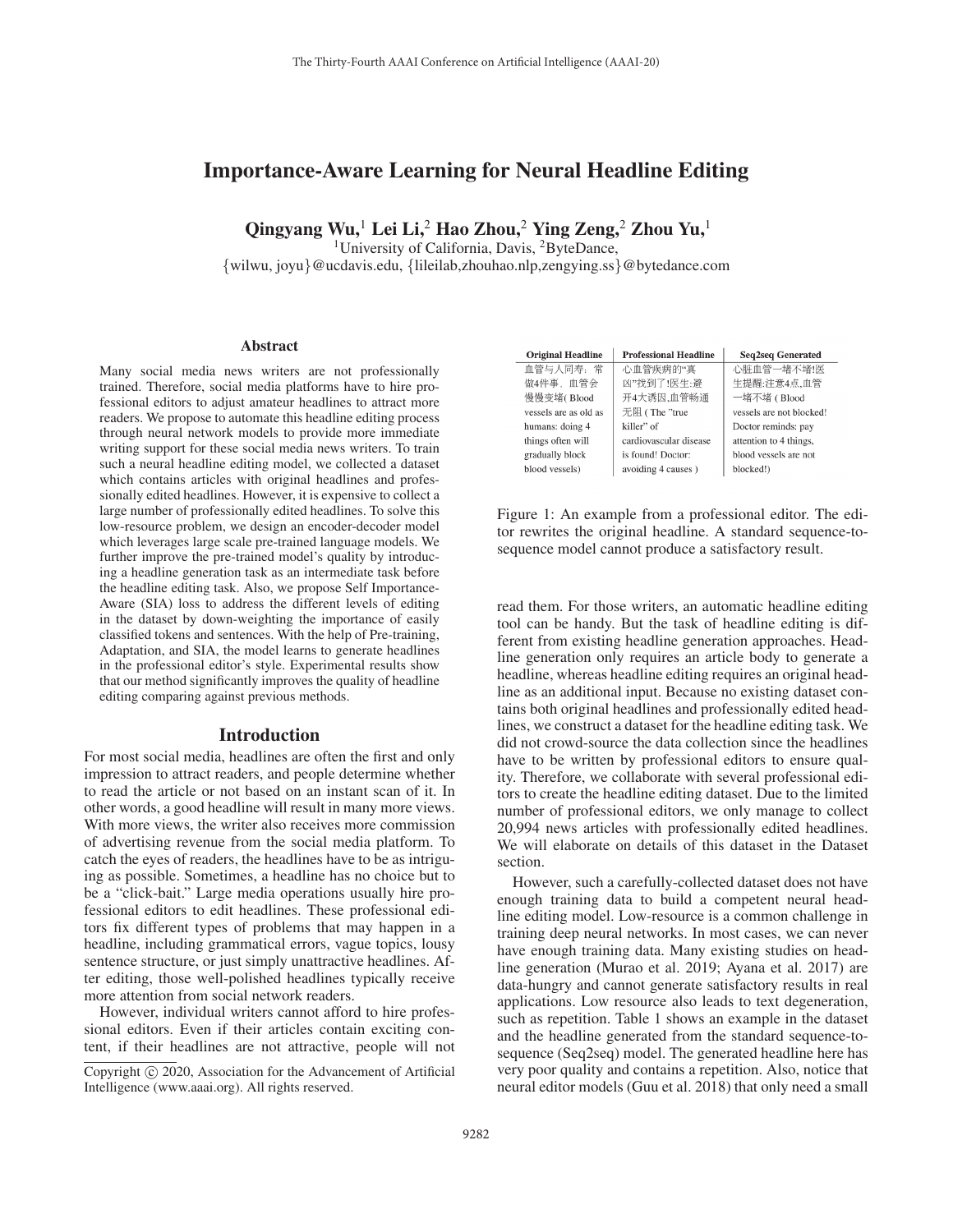# Importance-Aware Learning for Neural Headline Editing

**Qingyang Wu,[1] Lei Li,[2] Hao Zhou,[2] Ying Zeng,[2] Zhou Yu,[1]**

[1]University of California, Davis, [2]ByteDance,
{wilwu, joyu}@ucdavis.edu, {lileilab,zhouhao.nlp,zengying.ss}@bytedance.com

## Abstract

Many social media news writers are not professionally trained. Therefore, social media platforms have to hire professional editors to adjust amateur headlines to attract more readers. We propose to automate this headline editing process through neural network models to provide more immediate writing support for these social media news writers. To train such a neural headline editing model, we collected a dataset which contains articles with original headlines and professionally edited headlines. However, it is expensive to collect a large number of professionally edited headlines. To solve this low-resource problem, we design an encoder-decoder model which leverages large scale pre-trained language models. We further improve the pre-trained model's quality by introducing a headline generation task as an intermediate task before the headline editing task. Also, we propose Self Importance-Aware (SIA) loss to address the different levels of editing in the dataset by down-weighting the importance of easily classified tokens and sentences. With the help of Pre-training, Adaptation, and SIA, the model learns to generate headlines in the professional editor's style. Experimental results show that our method significantly improves the quality of headline editing comparing against previous methods.

## Introduction

For most social media, headlines are often the first and only impression to attract readers, and people determine whether to read the article or not based on an instant scan of it. In other words, a good headline will result in many more views. With more views, the writer also receives more commission of advertising revenue from the social media platform. To catch the eyes of readers, the headlines have to be as intriguing as possible. Sometimes, a headline has no choice but to be a "click-bait." Large media operations usually hire professional editors to edit headlines. These professional editors fix different types of problems that may happen in a headline, including grammatical errors, vague topics, lousy sentence structure, or just simply unattractive headlines. After editing, those well-polished headlines typically receive more attention from social network readers.

However, individual writers cannot afford to hire professional editors. Even if their articles contain exciting content, if their headlines are not attractive, people will not read them. For those writers, an automatic headline editing tool can be handy. But the task of headline editing is different from existing headline generation approaches. Headline generation only requires an article body to generate a headline, whereas headline editing requires an original headline as an additional input. Because no existing dataset contains both original headlines and professionally edited headlines, we construct a dataset for the headline editing task. We did not crowd-source the data collection since the headlines have to be written by professional editors to ensure quality. Therefore, we collaborate with several professional editors to create the headline editing dataset. Due to the limited number of professional editors, we only manage to collect 20,994 news articles with professionally edited headlines. We will elaborate on details of this dataset in the Dataset section.

| Original Headline | Professional Headline | Seq2seq Generated |
|---|---|---|
| 血管与人同寿：常做4件事，血管会慢慢变堵( Blood vessels are as old as humans: doing 4 things often will gradually block blood vessels) | 心血管疾病的"真凶"找到了!医生:避开4大诱因,血管畅通无阻 ( The "true killer" of cardiovascular disease is found! Doctor: avoiding 4 causes ) | 心脏血管一堵不堵!医生提醒:注意4点,血管一堵不堵 ( Blood vessels are not blocked! Doctor reminds: pay attention to 4 things, blood vessels are not blocked!) |

Figure 1: An example from a professional editor. The editor rewrites the original headline. A standard sequence-to-sequence model cannot produce a satisfactory result.

However, such a carefully-collected dataset does not have enough training data to build a competent neural headline editing model. Low-resource is a common challenge in training deep neural networks. In most cases, we can never have enough training data. Many existing studies on headline generation (Murao et al. 2019; Ayana et al. 2017) are data-hungry and cannot generate satisfactory results in real applications. Low resource also leads to text degeneration, such as repetition. Table 1 shows an example in the dataset and the headline generated from the standard sequence-to-sequence (Seq2seq) model. The generated headline here has very poor quality and contains a repetition. Also, notice that neural editor models (Guu et al. 2018) that only need a small

---

Copyright © 2020, Association for the Advancement of Artificial Intelligence (www.aaai.org). All rights reserved.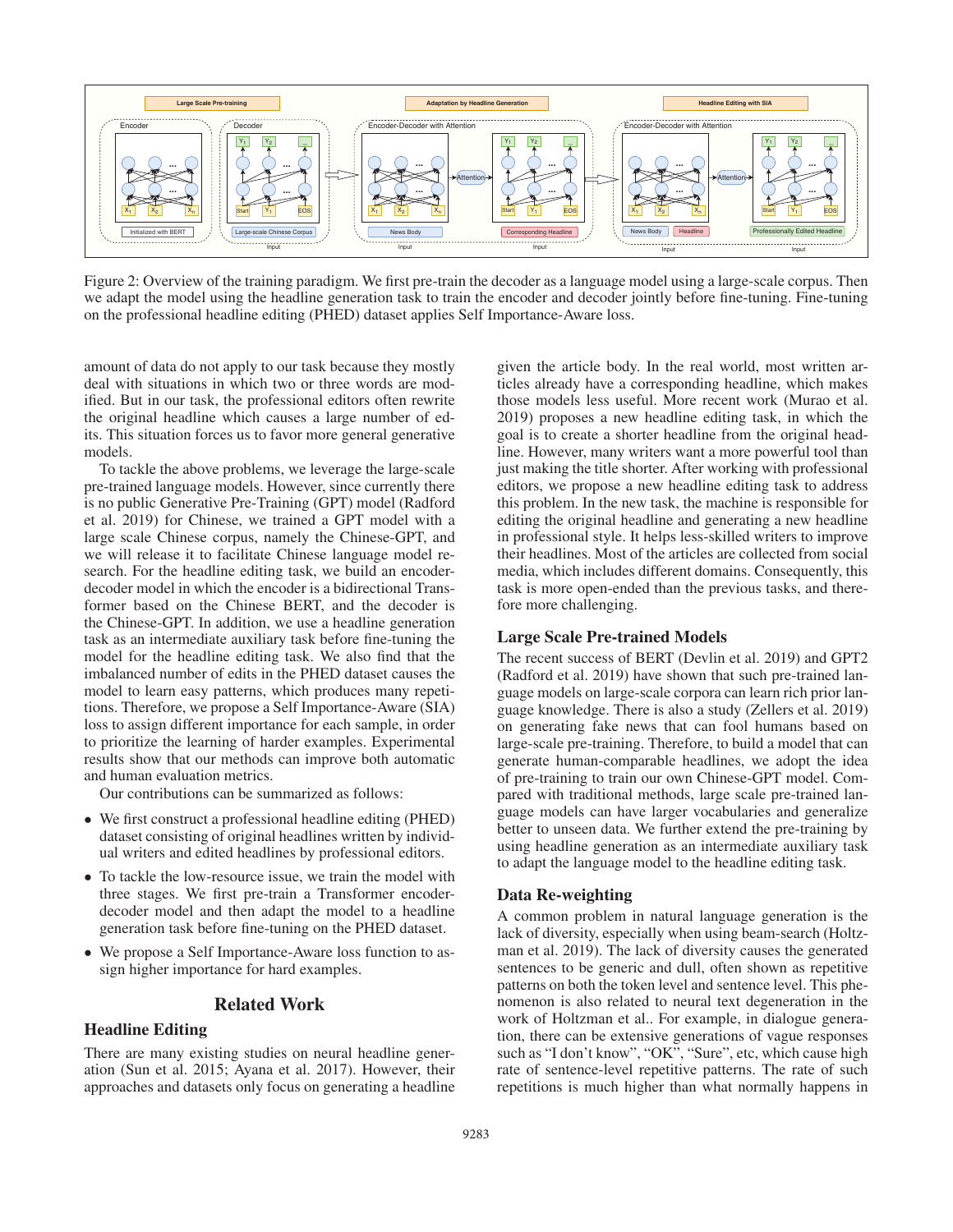Figure 2: Overview of the training paradigm. We first pre-train the decoder as a language model using a large-scale corpus. Then we adapt the model using the headline generation task to train the encoder and decoder jointly before fine-tuning. Fine-tuning on the professional headline editing (PHED) dataset applies Self Importance-Aware loss.

amount of data do not apply to our task because they mostly deal with situations in which two or three words are modified. But in our task, the professional editors often rewrite the original headline which causes a large number of edits. This situation forces us to favor more general generative models.

To tackle the above problems, we leverage the large-scale pre-trained language models. However, since currently there is no public Generative Pre-Training (GPT) model (Radford et al. 2019) for Chinese, we trained a GPT model with a large scale Chinese corpus, namely the Chinese-GPT, and we will release it to facilitate Chinese language model research. For the headline editing task, we build an encoder-decoder model in which the encoder is a bidirectional Transformer based on the Chinese BERT, and the decoder is the Chinese-GPT. In addition, we use a headline generation task as an intermediate auxiliary task before fine-tuning the model for the headline editing task. We also find that the imbalanced number of edits in the PHED dataset causes the model to learn easy patterns, which produces many repetitions. Therefore, we propose a Self Importance-Aware (SIA) loss to assign different importance for each sample, in order to prioritize the learning of harder examples. Experimental results show that our methods can improve both automatic and human evaluation metrics.

Our contributions can be summarized as follows:

- We first construct a professional headline editing (PHED) dataset consisting of original headlines written by individual writers and edited headlines by professional editors.
- To tackle the low-resource issue, we train the model with three stages. We first pre-train a Transformer encoder-decoder model and then adapt the model to a headline generation task before fine-tuning on the PHED dataset.
- We propose a Self Importance-Aware loss function to assign higher importance for hard examples.

## Related Work

### Headline Editing

There are many existing studies on neural headline generation (Sun et al. 2015; Ayana et al. 2017). However, their approaches and datasets only focus on generating a headline given the article body. In the real world, most written articles already have a corresponding headline, which makes those models less useful. More recent work (Murao et al. 2019) proposes a new headline editing task, in which the goal is to create a shorter headline from the original headline. However, many writers want a more powerful tool than just making the title shorter. After working with professional editors, we propose a new headline editing task to address this problem. In the new task, the machine is responsible for editing the original headline and generating a new headline in professional style. It helps less-skilled writers to improve their headlines. Most of the articles are collected from social media, which includes different domains. Consequently, this task is more open-ended than the previous tasks, and therefore more challenging.

### Large Scale Pre-trained Models

The recent success of BERT (Devlin et al. 2019) and GPT2 (Radford et al. 2019) have shown that such pre-trained language models on large-scale corpora can learn rich prior language knowledge. There is also a study (Zellers et al. 2019) on generating fake news that can fool humans based on large-scale pre-training. Therefore, to build a model that can generate human-comparable headlines, we adopt the idea of pre-training to train our own Chinese-GPT model. Compared with traditional methods, large scale pre-trained language models can have larger vocabularies and generalize better to unseen data. We further extend the pre-training by using headline generation as an intermediate auxiliary task to adapt the language model to the headline editing task.

### Data Re-weighting

A common problem in natural language generation is the lack of diversity, especially when using beam-search (Holtzman et al. 2019). The lack of diversity causes the generated sentences to be generic and dull, often shown as repetitive patterns on both the token level and sentence level. This phenomenon is also related to neural text degeneration in the work of Holtzman et al.. For example, in dialogue generation, there can be extensive generations of vague responses such as "I don't know", "OK", "Sure", etc, which cause high rate of sentence-level repetitive patterns. The rate of such repetitions is much higher than what normally happens in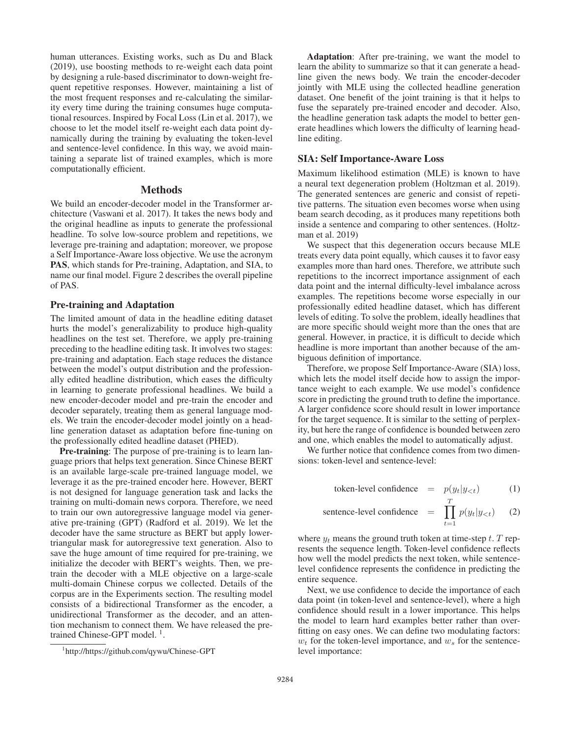human utterances. Existing works, such as Du and Black (2019), use boosting methods to re-weight each data point by designing a rule-based discriminator to down-weight frequent repetitive responses. However, maintaining a list of the most frequent responses and re-calculating the similarity every time during the training consumes huge computational resources. Inspired by Focal Loss (Lin et al. 2017), we choose to let the model itself re-weight each data point dynamically during the training by evaluating the token-level and sentence-level confidence. In this way, we avoid maintaining a separate list of trained examples, which is more computationally efficient.

## Methods

We build an encoder-decoder model in the Transformer architecture (Vaswani et al. 2017). It takes the news body and the original headline as inputs to generate the professional headline. To solve low-source problem and repetitions, we leverage pre-training and adaptation; moreover, we propose a Self Importance-Aware loss objective. We use the acronym **PAS**, which stands for Pre-training, Adaptation, and SIA, to name our final model. Figure 2 describes the overall pipeline of PAS.

### Pre-training and Adaptation

The limited amount of data in the headline editing dataset hurts the model's generalizability to produce high-quality headlines on the test set. Therefore, we apply pre-training preceding to the headline editing task. It involves two stages: pre-training and adaptation. Each stage reduces the distance between the model's output distribution and the professionally edited headline distribution, which eases the difficulty in learning to generate professional headlines. We build a new encoder-decoder model and pre-train the encoder and decoder separately, treating them as general language models. We train the encoder-decoder model jointly on a headline generation dataset as adaptation before fine-tuning on the professionally edited headline dataset (PHED).

**Pre-training**: The purpose of pre-training is to learn language priors that helps text generation. Since Chinese BERT is an available large-scale pre-trained language model, we leverage it as the pre-trained encoder here. However, BERT is not designed for language generation task and lacks the training on multi-domain news corpora. Therefore, we need to train our own autoregressive language model via generative pre-training (GPT) (Radford et al. 2019). We let the decoder have the same structure as BERT but apply lower-triangular mask for autoregressive text generation. Also to save the huge amount of time required for pre-training, we initialize the decoder with BERT's weights. Then, we pre-train the decoder with a MLE objective on a large-scale multi-domain Chinese corpus we collected. Details of the corpus are in the Experiments section. The resulting model consists of a bidirectional Transformer as the encoder, a unidirectional Transformer as the decoder, and an attention mechanism to connect them. We have released the pre-trained Chinese-GPT model. [1].

[1]http://https://github.com/qywu/Chinese-GPT

**Adaptation**: After pre-training, we want the model to learn the ability to summarize so that it can generate a headline given the news body. We train the encoder-decoder jointly with MLE using the collected headline generation dataset. One benefit of the joint training is that it helps to fuse the separately pre-trained encoder and decoder. Also, the headline generation task adapts the model to better generate headlines which lowers the difficulty of learning headline editing.

### SIA: Self Importance-Aware Loss

Maximum likelihood estimation (MLE) is known to have a neural text degeneration problem (Holtzman et al. 2019). The generated sentences are generic and consist of repetitive patterns. The situation even becomes worse when using beam search decoding, as it produces many repetitions both inside a sentence and comparing to other sentences. (Holtzman et al. 2019)

We suspect that this degeneration occurs because MLE treats every data point equally, which causes it to favor easy examples more than hard ones. Therefore, we attribute such repetitions to the incorrect importance assignment of each data point and the internal difficulty-level imbalance across examples. The repetitions become worse especially in our professionally edited headline dataset, which has different levels of editing. To solve the problem, ideally headlines that are more specific should weight more than the ones that are general. However, in practice, it is difficult to decide which headline is more important than another because of the ambiguous definition of importance.

Therefore, we propose Self Importance-Aware (SIA) loss, which lets the model itself decide how to assign the importance weight to each example. We use model's confidence score in predicting the ground truth to define the importance. A larger confidence score should result in lower importance for the target sequence. It is similar to the setting of perplexity, but here the range of confidence is bounded between zero and one, which enables the model to automatically adjust.

We further notice that confidence comes from two dimensions: token-level and sentence-level:

$$\text{token-level confidence} = p(y_t|y_{<t}) \tag{1}$$

$$\text{sentence-level confidence} = \prod_{t=1}^{T} p(y_t|y_{<t}) \tag{2}$$

where $y_t$ means the ground truth token at time-step $t$. $T$ represents the sequence length. Token-level confidence reflects how well the model predicts the next token, while sentence-level confidence represents the confidence in predicting the entire sequence.

Next, we use confidence to decide the importance of each data point (in token-level and sentence-level), where a high confidence should result in a lower importance. This helps the model to learn hard examples better rather than overfitting on easy ones. We can define two modulating factors: $w_t$ for the token-level importance, and $w_s$ for the sentence-level importance: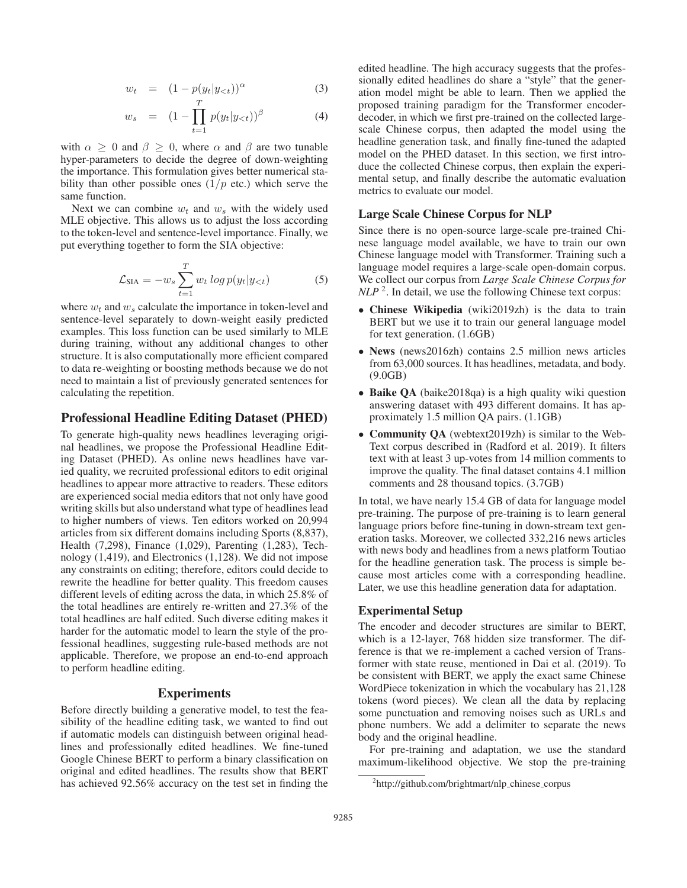$$
\begin{aligned}
w_t &= (1 - p(y_t|y_{<t}))^{\alpha} && (3) \\
w_s &= (1 - \prod_{t=1}^{T} p(y_t|y_{<t}))^{\beta} && (4)
\end{aligned}
$$

with $\alpha \geq 0$ and $\beta \geq 0$, where $\alpha$ and $\beta$ are two tunable hyper-parameters to decide the degree of down-weighting the importance. This formulation gives better numerical stability than other possible ones ($1/p$ etc.) which serve the same function.

Next we can combine $w_t$ and $w_s$ with the widely used MLE objective. This allows us to adjust the loss according to the token-level and sentence-level importance. Finally, we put everything together to form the SIA objective:

$$
\mathcal{L}_{\text{SIA}} = -w_s \sum_{t=1}^{T} w_t \, log \, p(y_t|y_{<t}) \quad (5)
$$

where $w_t$ and $w_s$ calculate the importance in token-level and sentence-level separately to down-weight easily predicted examples. This loss function can be used similarly to MLE during training, without any additional changes to other structure. It is also computationally more efficient compared to data re-weighting or boosting methods because we do not need to maintain a list of previously generated sentences for calculating the repetition.

## Professional Headline Editing Dataset (PHED)

To generate high-quality news headlines leveraging original headlines, we propose the Professional Headline Editing Dataset (PHED). As online news headlines have varied quality, we recruited professional editors to edit original headlines to appear more attractive to readers. These editors are experienced social media editors that not only have good writing skills but also understand what type of headlines lead to higher numbers of views. Ten editors worked on 20,994 articles from six different domains including Sports (8,837), Health (7,298), Finance (1,029), Parenting (1,283), Technology (1,419), and Electronics (1,128). We did not impose any constraints on editing; therefore, editors could decide to rewrite the headline for better quality. This freedom causes different levels of editing across the data, in which 25.8% of the total headlines are entirely re-written and 27.3% of the total headlines are half edited. Such diverse editing makes it harder for the automatic model to learn the style of the professional headlines, suggesting rule-based methods are not applicable. Therefore, we propose an end-to-end approach to perform headline editing.

## Experiments

Before directly building a generative model, to test the feasibility of the headline editing task, we wanted to find out if automatic models can distinguish between original headlines and professionally edited headlines. We fine-tuned Google Chinese BERT to perform a binary classification on original and edited headlines. The results show that BERT has achieved 92.56% accuracy on the test set in finding the edited headline. The high accuracy suggests that the professionally edited headlines do share a "style" that the generation model might be able to learn. Then we applied the proposed training paradigm for the Transformer encoder-decoder, in which we first pre-trained on the collected large-scale Chinese corpus, then adapted the model using the headline generation task, and finally fine-tuned the adapted model on the PHED dataset. In this section, we first introduce the collected Chinese corpus, then explain the experimental setup, and finally describe the automatic evaluation metrics to evaluate our model.

### Large Scale Chinese Corpus for NLP

Since there is no open-source large-scale pre-trained Chinese language model available, we have to train our own Chinese language model with Transformer. Training such a language model requires a large-scale open-domain corpus. We collect our corpus from *Large Scale Chinese Corpus for NLP* [2]. In detail, we use the following Chinese text corpus:

- **Chinese Wikipedia** (wiki2019zh) is the data to train BERT but we use it to train our general language model for text generation. (1.6GB)
- **News** (news2016zh) contains 2.5 million news articles from 63,000 sources. It has headlines, metadata, and body. (9.0GB)
- **Baike QA** (baike2018qa) is a high quality wiki question answering dataset with 493 different domains. It has approximately 1.5 million QA pairs. (1.1GB)
- **Community QA** (webtext2019zh) is similar to the WebText corpus described in (Radford et al. 2019). It filters text with at least 3 up-votes from 14 million comments to improve the quality. The final dataset contains 4.1 million comments and 28 thousand topics. (3.7GB)

In total, we have nearly 15.4 GB of data for language model pre-training. The purpose of pre-training is to learn general language priors before fine-tuning in down-stream text generation tasks. Moreover, we collected 332,216 news articles with news body and headlines from a news platform Toutiao for the headline generation task. The process is simple because most articles come with a corresponding headline. Later, we use this headline generation data for adaptation.

### Experimental Setup

The encoder and decoder structures are similar to BERT, which is a 12-layer, 768 hidden size transformer. The difference is that we re-implement a cached version of Transformer with state reuse, mentioned in Dai et al. (2019). To be consistent with BERT, we apply the exact same Chinese WordPiece tokenization in which the vocabulary has 21,128 tokens (word pieces). We clean all the data by replacing some punctuation and removing noises such as URLs and phone numbers. We add a delimiter to separate the news body and the original headline.

For pre-training and adaptation, we use the standard maximum-likelihood objective. We stop the pre-training

[2] http://github.com/brightmart/nlp_chinese_corpus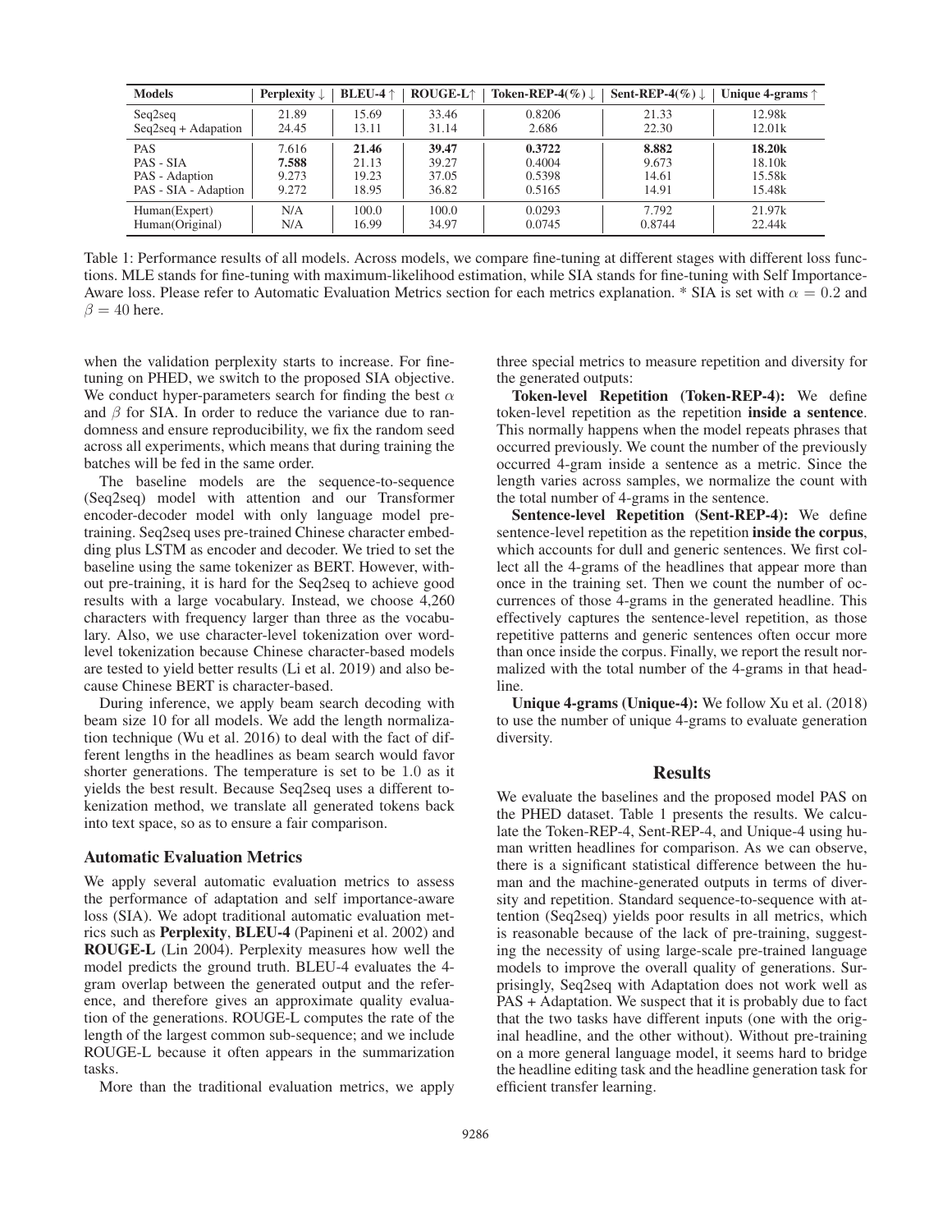| Models | Perplexity ↓ | BLEU-4 ↑ | ROUGE-L↑ | Token-REP-4(%) ↓ | Sent-REP-4(%) ↓ | Unique 4-grams ↑ |
|---|---|---|---|---|---|---|
| Seq2seq | 21.89 | 15.69 | 33.46 | 0.8206 | 21.33 | 12.98k |
| Seq2seq + Adapation | 24.45 | 13.11 | 31.14 | 2.686 | 22.30 | 12.01k |
| PAS | 7.616 | **21.46** | **39.47** | **0.3722** | **8.882** | **18.20k** |
| PAS - SIA | **7.588** | 21.13 | 39.27 | 0.4004 | 9.673 | 18.10k |
| PAS - Adaption | 9.273 | 19.23 | 37.05 | 0.5398 | 14.61 | 15.58k |
| PAS - SIA - Adaption | 9.272 | 18.95 | 36.82 | 0.5165 | 14.91 | 15.48k |
| Human(Expert) | N/A | 100.0 | 100.0 | 0.0293 | 7.792 | 21.97k |
| Human(Original) | N/A | 16.99 | 34.97 | 0.0745 | 0.8744 | 22.44k |

Table 1: Performance results of all models. Across models, we compare fine-tuning at different stages with different loss functions. MLE stands for fine-tuning with maximum-likelihood estimation, while SIA stands for fine-tuning with Self Importance-Aware loss. Please refer to Automatic Evaluation Metrics section for each metrics explanation. * SIA is set with $\alpha = 0.2$ and $\beta = 40$ here.

when the validation perplexity starts to increase. For fine-tuning on PHED, we switch to the proposed SIA objective. We conduct hyper-parameters search for finding the best $\alpha$ and $\beta$ for SIA. In order to reduce the variance due to randomness and ensure reproducibility, we fix the random seed across all experiments, which means that during training the batches will be fed in the same order.

The baseline models are the sequence-to-sequence (Seq2seq) model with attention and our Transformer encoder-decoder model with only language model pre-training. Seq2seq uses pre-trained Chinese character embedding plus LSTM as encoder and decoder. We tried to set the baseline using the same tokenizer as BERT. However, without pre-training, it is hard for the Seq2seq to achieve good results with a large vocabulary. Instead, we choose 4,260 characters with frequency larger than three as the vocabulary. Also, we use character-level tokenization over word-level tokenization because Chinese character-based models are tested to yield better results (Li et al. 2019) and also because Chinese BERT is character-based.

During inference, we apply beam search decoding with beam size 10 for all models. We add the length normalization technique (Wu et al. 2016) to deal with the fact of different lengths in the headlines as beam search would favor shorter generations. The temperature is set to be 1.0 as it yields the best result. Because Seq2seq uses a different tokenization method, we translate all generated tokens back into text space, so as to ensure a fair comparison.

### Automatic Evaluation Metrics

We apply several automatic evaluation metrics to assess the performance of adaptation and self importance-aware loss (SIA). We adopt traditional automatic evaluation metrics such as **Perplexity**, **BLEU-4** (Papineni et al. 2002) and **ROUGE-L** (Lin 2004). Perplexity measures how well the model predicts the ground truth. BLEU-4 evaluates the 4-gram overlap between the generated output and the reference, and therefore gives an approximate quality evaluation of the generations. ROUGE-L computes the rate of the length of the largest common sub-sequence; and we include ROUGE-L because it often appears in the summarization tasks.

More than the traditional evaluation metrics, we apply three special metrics to measure repetition and diversity for the generated outputs:

**Token-level Repetition (Token-REP-4):** We define token-level repetition as the repetition **inside a sentence**. This normally happens when the model repeats phrases that occurred previously. We count the number of the previously occurred 4-gram inside a sentence as a metric. Since the length varies across samples, we normalize the count with the total number of 4-grams in the sentence.

**Sentence-level Repetition (Sent-REP-4):** We define sentence-level repetition as the repetition **inside the corpus**, which accounts for dull and generic sentences. We first collect all the 4-grams of the headlines that appear more than once in the training set. Then we count the number of occurrences of those 4-grams in the generated headline. This effectively captures the sentence-level repetition, as those repetitive patterns and generic sentences often occur more than once inside the corpus. Finally, we report the result normalized with the total number of the 4-grams in that headline.

**Unique 4-grams (Unique-4):** We follow Xu et al. (2018) to use the number of unique 4-grams to evaluate generation diversity.

## Results

We evaluate the baselines and the proposed model PAS on the PHED dataset. Table 1 presents the results. We calculate the Token-REP-4, Sent-REP-4, and Unique-4 using human written headlines for comparison. As we can observe, there is a significant statistical difference between the human and the machine-generated outputs in terms of diversity and repetition. Standard sequence-to-sequence with attention (Seq2seq) yields poor results in all metrics, which is reasonable because of the lack of pre-training, suggesting the necessity of using large-scale pre-trained language models to improve the overall quality of generations. Surprisingly, Seq2seq with Adaptation does not work well as PAS + Adaptation. We suspect that it is probably due to fact that the two tasks have different inputs (one with the original headline, and the other without). Without pre-training on a more general language model, it seems hard to bridge the headline editing task and the headline generation task for efficient transfer learning.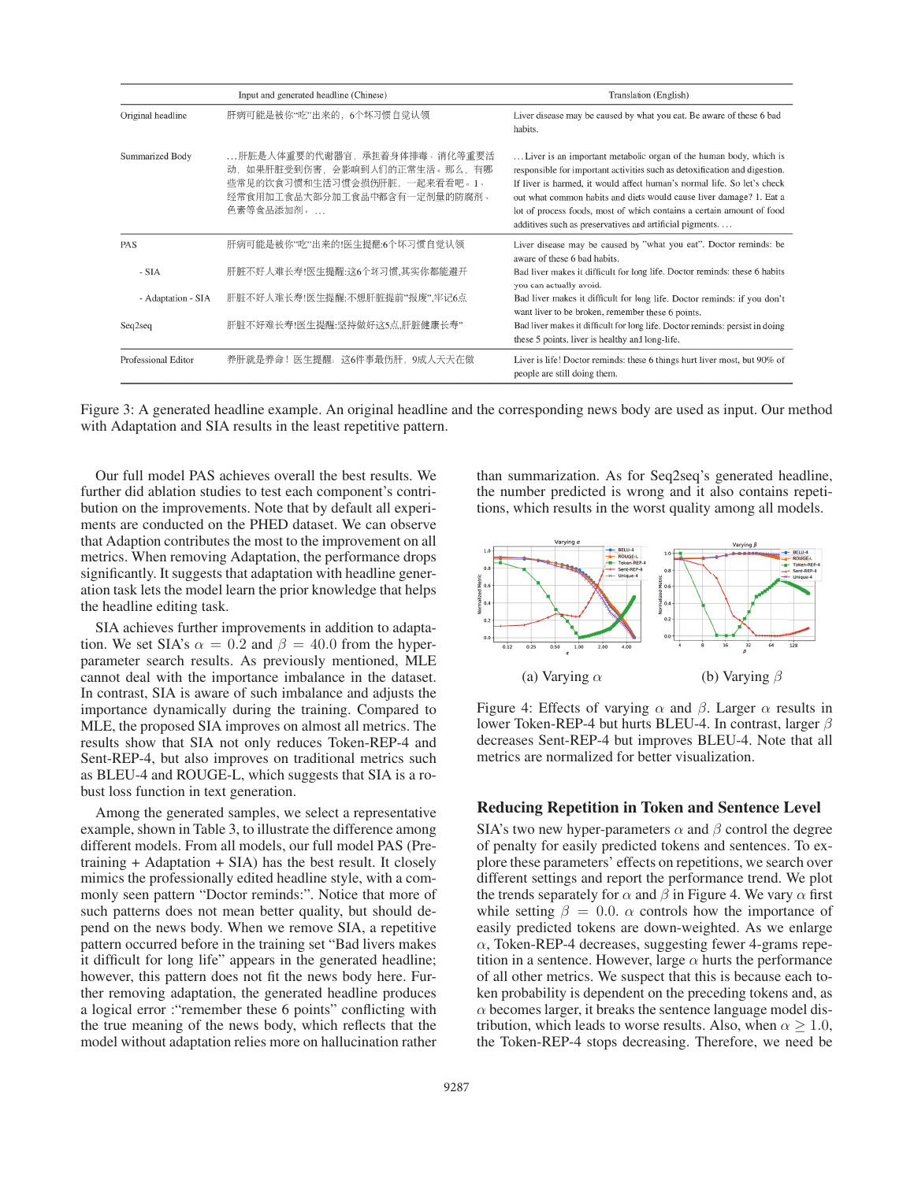| | Input and generated headline (Chinese) | Translation (English) |
|---|---|---|
| Original headline | 肝病可能是被你"吃"出来的，6个坏习惯自觉认领 | Liver disease may be caused by what you eat. Be aware of these 6 bad habits. |
| Summarized Body | …肝脏是人体重要的代谢器官，承担着身体排毒、消化等重要活动，如果肝脏受到伤害，会影响到人们的正常生活。那么，有哪些常见的饮食习惯和生活习惯会损伤肝脏，一起来看看吧。1、经常食用加工食品大部分加工食品中都含有一定剂量的防腐剂、色素等食品添加剂。… | …Liver is an important metabolic organ of the human body, which is responsible for important activities such as detoxification and digestion. If liver is harmed, it would affect human's normal life. So let's check out what common habits and diets would cause liver damage? 1. Eat a lot of process foods, most of which contains a certain amount of food additives such as preservatives and artificial pigments. … |
| PAS | 肝病可能是被你"吃"出来的!医生提醒:6个坏习惯自觉认领 | Liver disease may be caused by "what you eat". Doctor reminds: be aware of these 6 bad habits. |
| - SIA | 肝脏不好人难长寿!医生提醒:这6个坏习惯,其实你都能避开 | Bad liver makes it difficult for long life. Doctor reminds: these 6 habits you can actually avoid. |
| - Adaptation - SIA | 肝脏不好人难长寿!医生提醒:不想肝脏提前"报废",牢记6点 | Bad liver makes it difficult for long life. Doctor reminds: if you don't want liver to be broken, remember these 6 points. |
| Seq2seq | 肝脏不好难长寿!医生提醒:坚持做好这5点,肝脏健康长寿" | Bad liver makes it difficult for long life. Doctor reminds: persist in doing these 5 points, liver is healthy and long-life. |
| Professional Editor | 养肝就是养命！医生提醒：这6件事最伤肝，9成人天天在做 | Liver is life! Doctor reminds: these 6 things hurt liver most, but 90% of people are still doing them. |

Figure 3: A generated headline example. An original headline and the corresponding news body are used as input. Our method with Adaptation and SIA results in the least repetitive pattern.

Our full model PAS achieves overall the best results. We further did ablation studies to test each component's contribution on the improvements. Note that by default all experiments are conducted on the PHED dataset. We can observe that Adaption contributes the most to the improvement on all metrics. When removing Adaptation, the performance drops significantly. It suggests that adaptation with headline generation task lets the model learn the prior knowledge that helps the headline editing task.

SIA achieves further improvements in addition to adaptation. We set SIA's $\alpha = 0.2$ and $\beta = 40.0$ from the hyperparameter search results. As previously mentioned, MLE cannot deal with the importance imbalance in the dataset. In contrast, SIA is aware of such imbalance and adjusts the importance dynamically during the training. Compared to MLE, the proposed SIA improves on almost all metrics. The results show that SIA not only reduces Token-REP-4 and Sent-REP-4, but also improves on traditional metrics such as BLEU-4 and ROUGE-L, which suggests that SIA is a robust loss function in text generation.

Among the generated samples, we select a representative example, shown in Table 3, to illustrate the difference among different models. From all models, our full model PAS (Pretraining + Adaptation + SIA) has the best result. It closely mimics the professionally edited headline style, with a commonly seen pattern "Doctor reminds:". Notice that more of such patterns does not mean better quality, but should depend on the news body. When we remove SIA, a repetitive pattern occurred before in the training set "Bad livers makes it difficult for long life" appears in the generated headline; however, this pattern does not fit the news body here. Further removing adaptation, the generated headline produces a logical error :"remember these 6 points" conflicting with the true meaning of the news body, which reflects that the model without adaptation relies more on hallucination rather than summarization. As for Seq2seq's generated headline, the number predicted is wrong and it also contains repetitions, which results in the worst quality among all models.

(a) Varying $\alpha$ (b) Varying $\beta$

Figure 4: Effects of varying $\alpha$ and $\beta$. Larger $\alpha$ results in lower Token-REP-4 but hurts BLEU-4. In contrast, larger $\beta$ decreases Sent-REP-4 but improves BLEU-4. Note that all metrics are normalized for better visualization.

## Reducing Repetition in Token and Sentence Level

SIA's two new hyper-parameters $\alpha$ and $\beta$ control the degree of penalty for easily predicted tokens and sentences. To explore these parameters' effects on repetitions, we search over different settings and report the performance trend. We plot the trends separately for $\alpha$ and $\beta$ in Figure 4. We vary $\alpha$ first while setting $\beta = 0.0$. $\alpha$ controls how the importance of easily predicted tokens are down-weighted. As we enlarge $\alpha$, Token-REP-4 decreases, suggesting fewer 4-grams repetition in a sentence. However, large $\alpha$ hurts the performance of all other metrics. We suspect that this is because each token probability is dependent on the preceding tokens and, as $\alpha$ becomes larger, it breaks the sentence language model distribution, which leads to worse results. Also, when $\alpha \geq 1.0$, the Token-REP-4 stops decreasing. Therefore, we need be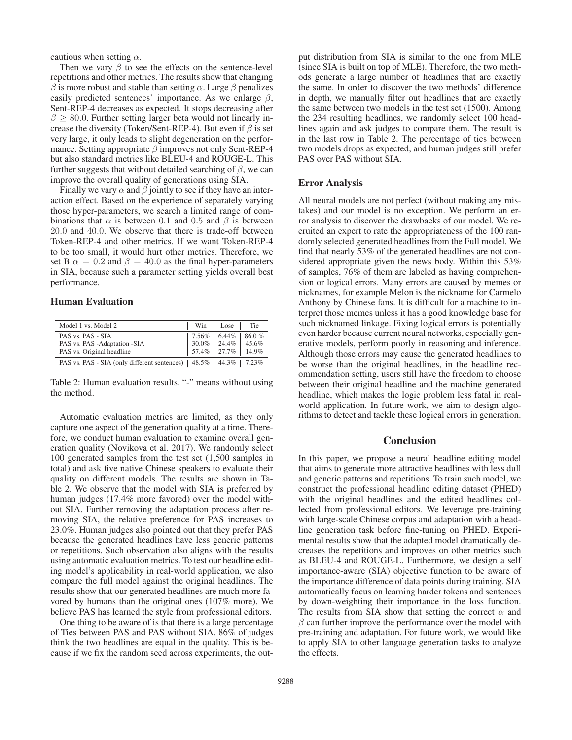cautious when setting $\alpha$.

Then we vary $\beta$ to see the effects on the sentence-level repetitions and other metrics. The results show that changing $\beta$ is more robust and stable than setting $\alpha$. Large $\beta$ penalizes easily predicted sentences' importance. As we enlarge $\beta$, Sent-REP-4 decreases as expected. It stops decreasing after $\beta \geq 80.0$. Further setting larger beta would not linearly increase the diversity (Token/Sent-REP-4). But even if $\beta$ is set very large, it only leads to slight degeneration on the performance. Setting appropriate $\beta$ improves not only Sent-REP-4 but also standard metrics like BLEU-4 and ROUGE-L. This further suggests that without detailed searching of $\beta$, we can improve the overall quality of generations using SIA.

Finally we vary $\alpha$ and $\beta$ jointly to see if they have an interaction effect. Based on the experience of separately varying those hyper-parameters, we search a limited range of combinations that $\alpha$ is between 0.1 and 0.5 and $\beta$ is between 20.0 and 40.0. We observe that there is trade-off between Token-REP-4 and other metrics. If we want Token-REP-4 to be too small, it would hurt other metrics. Therefore, we set B $\alpha = 0.2$ and $\beta = 40.0$ as the final hyper-parameters in SIA, because such a parameter setting yields overall best performance.

## Human Evaluation

| Model 1 vs. Model 2 | Win | Lose | Tie |
|---|---|---|---|
| PAS vs. PAS - SIA | 7.56% | 6.44% | 86.0 % |
| PAS vs. PAS -Adaptation -SIA | 30.0% | 24.4% | 45.6% |
| PAS vs. Original headline | 57.4% | 27.7% | 14.9% |
| PAS vs. PAS - SIA (only different sentences) | 48.5% | 44.3% | 7.23% |

Table 2: Human evaluation results. "-" means without using the method.

Automatic evaluation metrics are limited, as they only capture one aspect of the generation quality at a time. Therefore, we conduct human evaluation to examine overall generation quality (Novikova et al. 2017). We randomly select 100 generated samples from the test set (1,500 samples in total) and ask five native Chinese speakers to evaluate their quality on different models. The results are shown in Table 2. We observe that the model with SIA is preferred by human judges (17.4% more favored) over the model without SIA. Further removing the adaptation process after removing SIA, the relative preference for PAS increases to 23.0%. Human judges also pointed out that they prefer PAS because the generated headlines have less generic patterns or repetitions. Such observation also aligns with the results using automatic evaluation metrics. To test our headline editing model's applicability in real-world application, we also compare the full model against the original headlines. The results show that our generated headlines are much more favored by humans than the original ones (107% more). We believe PAS has learned the style from professional editors.

One thing to be aware of is that there is a large percentage of Ties between PAS and PAS without SIA. 86% of judges think the two headlines are equal in the quality. This is because if we fix the random seed across experiments, the output distribution from SIA is similar to the one from MLE (since SIA is built on top of MLE). Therefore, the two methods generate a large number of headlines that are exactly the same. In order to discover the two methods' difference in depth, we manually filter out headlines that are exactly the same between two models in the test set (1500). Among the 234 resulting headlines, we randomly select 100 headlines again and ask judges to compare them. The result is in the last row in Table 2. The percentage of ties between two models drops as expected, and human judges still prefer PAS over PAS without SIA.

## Error Analysis

All neural models are not perfect (without making any mistakes) and our model is no exception. We perform an error analysis to discover the drawbacks of our model. We recruited an expert to rate the appropriateness of the 100 randomly selected generated headlines from the Full model. We find that nearly 53% of the generated headlines are not considered appropriate given the news body. Within this 53% of samples, 76% of them are labeled as having comprehension or logical errors. Many errors are caused by memes or nicknames, for example Melon is the nickname for Carmelo Anthony by Chinese fans. It is difficult for a machine to interpret those memes unless it has a good knowledge base for such nicknamed linkage. Fixing logical errors is potentially even harder because current neural networks, especially generative models, perform poorly in reasoning and inference. Although those errors may cause the generated headlines to be worse than the original headlines, in the headline recommendation setting, users still have the freedom to choose between their original headline and the machine generated headline, which makes the logic problem less fatal in real-world application. In future work, we aim to design algorithms to detect and tackle these logical errors in generation.

# Conclusion

In this paper, we propose a neural headline editing model that aims to generate more attractive headlines with less dull and generic patterns and repetitions. To train such model, we construct the professional headline editing dataset (PHED) with the original headlines and the edited headlines collected from professional editors. We leverage pre-training with large-scale Chinese corpus and adaptation with a headline generation task before fine-tuning on PHED. Experimental results show that the adapted model dramatically decreases the repetitions and improves on other metrics such as BLEU-4 and ROUGE-L. Furthermore, we design a self importance-aware (SIA) objective function to be aware of the importance difference of data points during training. SIA automatically focus on learning harder tokens and sentences by down-weighting their importance in the loss function. The results from SIA show that setting the correct $\alpha$ and $\beta$ can further improve the performance over the model with pre-training and adaptation. For future work, we would like to apply SIA to other language generation tasks to analyze the effects.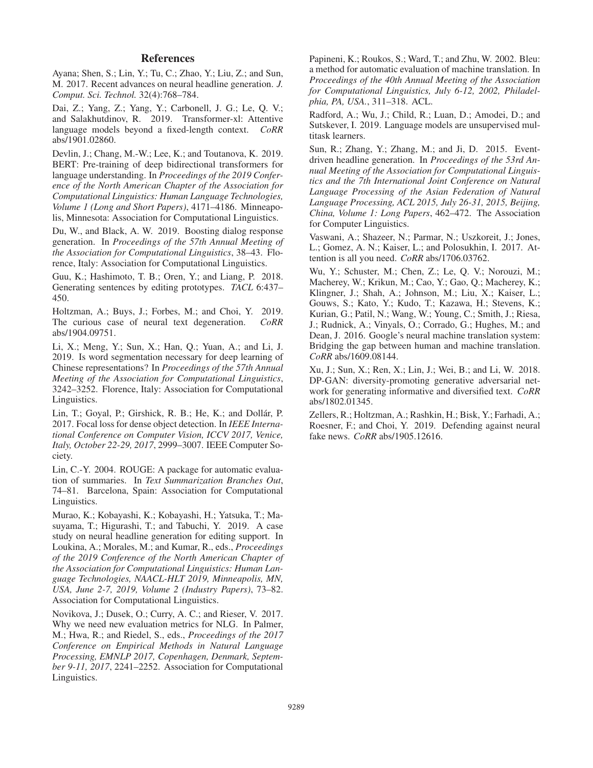## References

Ayana; Shen, S.; Lin, Y.; Tu, C.; Zhao, Y.; Liu, Z.; and Sun, M. 2017. Recent advances on neural headline generation. *J. Comput. Sci. Technol.* 32(4):768–784.

Dai, Z.; Yang, Z.; Yang, Y.; Carbonell, J. G.; Le, Q. V.; and Salakhutdinov, R. 2019. Transformer-xl: Attentive language models beyond a fixed-length context. *CoRR* abs/1901.02860.

Devlin, J.; Chang, M.-W.; Lee, K.; and Toutanova, K. 2019. BERT: Pre-training of deep bidirectional transformers for language understanding. In *Proceedings of the 2019 Conference of the North American Chapter of the Association for Computational Linguistics: Human Language Technologies, Volume 1 (Long and Short Papers)*, 4171–4186. Minneapolis, Minnesota: Association for Computational Linguistics.

Du, W., and Black, A. W. 2019. Boosting dialog response generation. In *Proceedings of the 57th Annual Meeting of the Association for Computational Linguistics*, 38–43. Florence, Italy: Association for Computational Linguistics.

Guu, K.; Hashimoto, T. B.; Oren, Y.; and Liang, P. 2018. Generating sentences by editing prototypes. *TACL* 6:437–450.

Holtzman, A.; Buys, J.; Forbes, M.; and Choi, Y. 2019. The curious case of neural text degeneration. *CoRR* abs/1904.09751.

Li, X.; Meng, Y.; Sun, X.; Han, Q.; Yuan, A.; and Li, J. 2019. Is word segmentation necessary for deep learning of Chinese representations? In *Proceedings of the 57th Annual Meeting of the Association for Computational Linguistics*, 3242–3252. Florence, Italy: Association for Computational Linguistics.

Lin, T.; Goyal, P.; Girshick, R. B.; He, K.; and Dollár, P. 2017. Focal loss for dense object detection. In *IEEE International Conference on Computer Vision, ICCV 2017, Venice, Italy, October 22-29, 2017*, 2999–3007. IEEE Computer Society.

Lin, C.-Y. 2004. ROUGE: A package for automatic evaluation of summaries. In *Text Summarization Branches Out*, 74–81. Barcelona, Spain: Association for Computational Linguistics.

Murao, K.; Kobayashi, K.; Kobayashi, H.; Yatsuka, T.; Masuyama, T.; Higurashi, T.; and Tabuchi, Y. 2019. A case study on neural headline generation for editing support. In Loukina, A.; Morales, M.; and Kumar, R., eds., *Proceedings of the 2019 Conference of the North American Chapter of the Association for Computational Linguistics: Human Language Technologies, NAACL-HLT 2019, Minneapolis, MN, USA, June 2-7, 2019, Volume 2 (Industry Papers)*, 73–82. Association for Computational Linguistics.

Novikova, J.; Dusek, O.; Curry, A. C.; and Rieser, V. 2017. Why we need new evaluation metrics for NLG. In Palmer, M.; Hwa, R.; and Riedel, S., eds., *Proceedings of the 2017 Conference on Empirical Methods in Natural Language Processing, EMNLP 2017, Copenhagen, Denmark, September 9-11, 2017*, 2241–2252. Association for Computational Linguistics.

Papineni, K.; Roukos, S.; Ward, T.; and Zhu, W. 2002. Bleu: a method for automatic evaluation of machine translation. In *Proceedings of the 40th Annual Meeting of the Association for Computational Linguistics, July 6-12, 2002, Philadelphia, PA, USA.*, 311–318. ACL.

Radford, A.; Wu, J.; Child, R.; Luan, D.; Amodei, D.; and Sutskever, I. 2019. Language models are unsupervised multitask learners.

Sun, R.; Zhang, Y.; Zhang, M.; and Ji, D. 2015. Event-driven headline generation. In *Proceedings of the 53rd Annual Meeting of the Association for Computational Linguistics and the 7th International Joint Conference on Natural Language Processing of the Asian Federation of Natural Language Processing, ACL 2015, July 26-31, 2015, Beijing, China, Volume 1: Long Papers*, 462–472. The Association for Computer Linguistics.

Vaswani, A.; Shazeer, N.; Parmar, N.; Uszkoreit, J.; Jones, L.; Gomez, A. N.; Kaiser, L.; and Polosukhin, I. 2017. Attention is all you need. *CoRR* abs/1706.03762.

Wu, Y.; Schuster, M.; Chen, Z.; Le, Q. V.; Norouzi, M.; Macherey, W.; Krikun, M.; Cao, Y.; Gao, Q.; Macherey, K.; Klingner, J.; Shah, A.; Johnson, M.; Liu, X.; Kaiser, L.; Gouws, S.; Kato, Y.; Kudo, T.; Kazawa, H.; Stevens, K.; Kurian, G.; Patil, N.; Wang, W.; Young, C.; Smith, J.; Riesa, J.; Rudnick, A.; Vinyals, O.; Corrado, G.; Hughes, M.; and Dean, J. 2016. Google's neural machine translation system: Bridging the gap between human and machine translation. *CoRR* abs/1609.08144.

Xu, J.; Sun, X.; Ren, X.; Lin, J.; Wei, B.; and Li, W. 2018. DP-GAN: diversity-promoting generative adversarial network for generating informative and diversified text. *CoRR* abs/1802.01345.

Zellers, R.; Holtzman, A.; Rashkin, H.; Bisk, Y.; Farhadi, A.; Roesner, F.; and Choi, Y. 2019. Defending against neural fake news. *CoRR* abs/1905.12616.